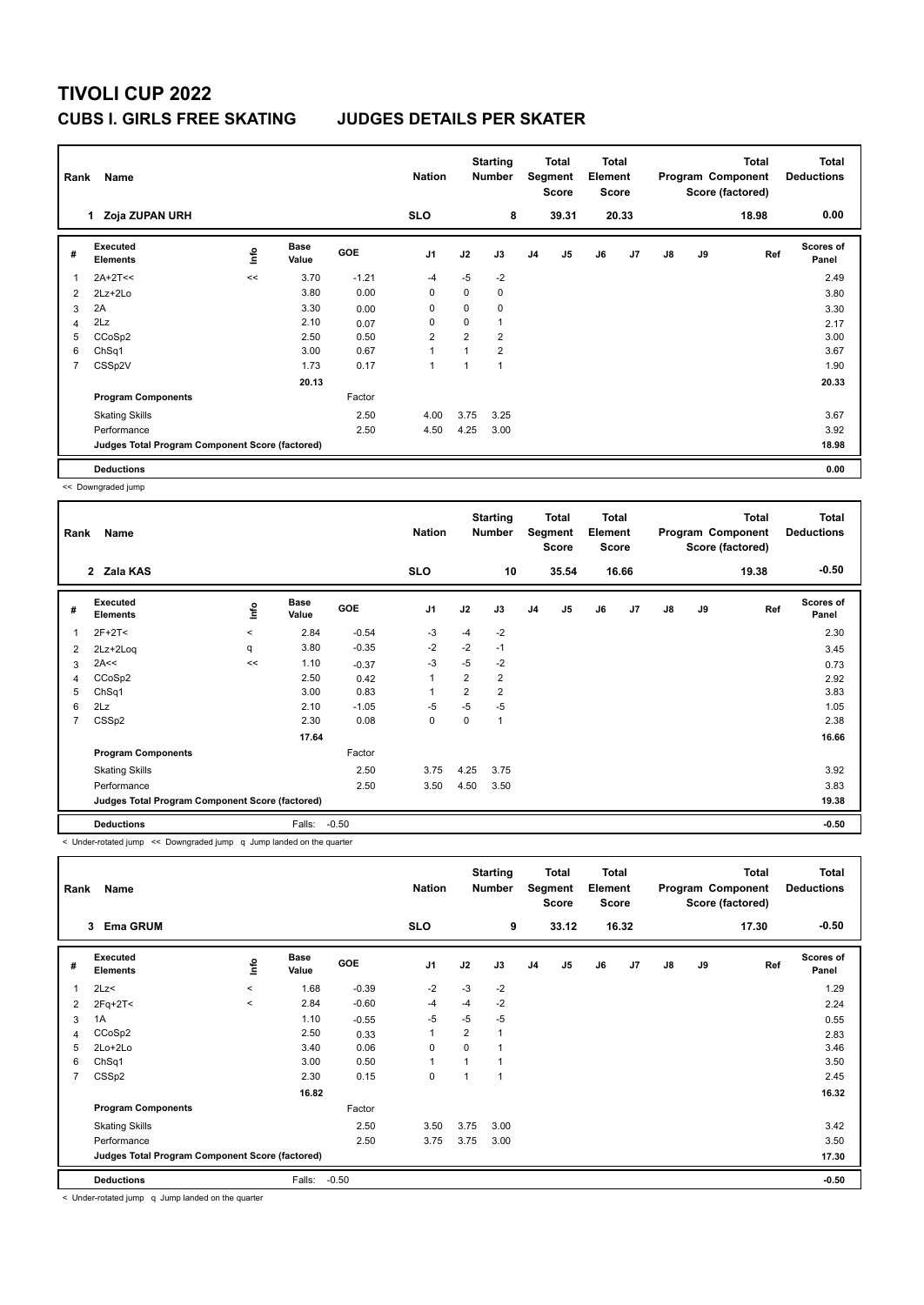# TIVOLI CUP 2022

## CUBS I. GIRLS FREE SKATING JUDGES DETAILS PER SKATER

| Rank | Name | Nation | Starting Number | Total Segment Score | Total Element Score | Total Program Component Score (factored) | Total Deductions |
|---|---|---|---|---|---|---|---|
| 1 | Zoja ZUPAN URH | SLO | 8 | 39.31 | 20.33 | 18.98 | 0.00 |

| # | Executed Elements | Info | Base Value | GOE | J1 | J2 | J3 | J4 | J5 | J6 | J7 | J8 | J9 | Ref | Scores of Panel |
|---|---|---|---|---|---|---|---|---|---|---|---|---|---|---|---|
| 1 | 2A+2T<< | << | 3.70 | -1.21 | -4 | -5 | -2 | | | | | | | | 2.49 |
| 2 | 2Lz+2Lo | | 3.80 | 0.00 | 0 | 0 | 0 | | | | | | | | 3.80 |
| 3 | 2A | | 3.30 | 0.00 | 0 | 0 | 0 | | | | | | | | 3.30 |
| 4 | 2Lz | | 2.10 | 0.07 | 0 | 0 | 1 | | | | | | | | 2.17 |
| 5 | CCoSp2 | | 2.50 | 0.50 | 2 | 2 | 2 | | | | | | | | 3.00 |
| 6 | ChSq1 | | 3.00 | 0.67 | 1 | 1 | 2 | | | | | | | | 3.67 |
| 7 | CSSp2V | | 1.73 | 0.17 | 1 | 1 | 1 | | | | | | | | 1.90 |
| | | | 20.13 | | | | | | | | | | | | 20.33 |
| | **Program Components** | | | Factor | | | | | | | | | | | |
| | Skating Skills | | | 2.50 | 4.00 | 3.75 | 3.25 | | | | | | | | 3.67 |
| | Performance | | | 2.50 | 4.50 | 4.25 | 3.00 | | | | | | | | 3.92 |
| | **Judges Total Program Component Score (factored)** | | | | | | | | | | | | | | 18.98 |
| | **Deductions** | | | | | | | | | | | | | | 0.00 |

<< Downgraded jump

| Rank | Name | Nation | Starting Number | Total Segment Score | Total Element Score | Total Program Component Score (factored) | Total Deductions |
|---|---|---|---|---|---|---|---|
| 2 | Zala KAS | SLO | 10 | 35.54 | 16.66 | 19.38 | -0.50 |

| # | Executed Elements | Info | Base Value | GOE | J1 | J2 | J3 | J4 | J5 | J6 | J7 | J8 | J9 | Ref | Scores of Panel |
|---|---|---|---|---|---|---|---|---|---|---|---|---|---|---|---|
| 1 | 2F+2T< | < | 2.84 | -0.54 | -3 | -4 | -2 | | | | | | | | 2.30 |
| 2 | 2Lz+2Loq | q | 3.80 | -0.35 | -2 | -2 | -1 | | | | | | | | 3.45 |
| 3 | 2A<< | << | 1.10 | -0.37 | -3 | -5 | -2 | | | | | | | | 0.73 |
| 4 | CCoSp2 | | 2.50 | 0.42 | 1 | 2 | 2 | | | | | | | | 2.92 |
| 5 | ChSq1 | | 3.00 | 0.83 | 1 | 2 | 2 | | | | | | | | 3.83 |
| 6 | 2Lz | | 2.10 | -1.05 | -5 | -5 | -5 | | | | | | | | 1.05 |
| 7 | CSSp2 | | 2.30 | 0.08 | 0 | 0 | 1 | | | | | | | | 2.38 |
| | | | 17.64 | | | | | | | | | | | | 16.66 |
| | **Program Components** | | | Factor | | | | | | | | | | | |
| | Skating Skills | | | 2.50 | 3.75 | 4.25 | 3.75 | | | | | | | | 3.92 |
| | Performance | | | 2.50 | 3.50 | 4.50 | 3.50 | | | | | | | | 3.83 |
| | **Judges Total Program Component Score (factored)** | | | | | | | | | | | | | | 19.38 |
| | **Deductions** | | Falls: | -0.50 | | | | | | | | | | | -0.50 |

< Under-rotated jump << Downgraded jump q Jump landed on the quarter

| Rank | Name | Nation | Starting Number | Total Segment Score | Total Element Score | Total Program Component Score (factored) | Total Deductions |
|---|---|---|---|---|---|---|---|
| 3 | Ema GRUM | SLO | 9 | 33.12 | 16.32 | 17.30 | -0.50 |

| # | Executed Elements | Info | Base Value | GOE | J1 | J2 | J3 | J4 | J5 | J6 | J7 | J8 | J9 | Ref | Scores of Panel |
|---|---|---|---|---|---|---|---|---|---|---|---|---|---|---|---|
| 1 | 2Lz< | < | 1.68 | -0.39 | -2 | -3 | -2 | | | | | | | | 1.29 |
| 2 | 2Fq+2T< | < | 2.84 | -0.60 | -4 | -4 | -2 | | | | | | | | 2.24 |
| 3 | 1A | | 1.10 | -0.55 | -5 | -5 | -5 | | | | | | | | 0.55 |
| 4 | CCoSp2 | | 2.50 | 0.33 | 1 | 2 | 1 | | | | | | | | 2.83 |
| 5 | 2Lo+2Lo | | 3.40 | 0.06 | 0 | 0 | 1 | | | | | | | | 3.46 |
| 6 | ChSq1 | | 3.00 | 0.50 | 1 | 1 | 1 | | | | | | | | 3.50 |
| 7 | CSSp2 | | 2.30 | 0.15 | 0 | 1 | 1 | | | | | | | | 2.45 |
| | | | 16.82 | | | | | | | | | | | | 16.32 |
| | **Program Components** | | | Factor | | | | | | | | | | | |
| | Skating Skills | | | 2.50 | 3.50 | 3.75 | 3.00 | | | | | | | | 3.42 |
| | Performance | | | 2.50 | 3.75 | 3.75 | 3.00 | | | | | | | | 3.50 |
| | **Judges Total Program Component Score (factored)** | | | | | | | | | | | | | | 17.30 |
| | **Deductions** | | Falls: | -0.50 | | | | | | | | | | | -0.50 |

< Under-rotated jump q Jump landed on the quarter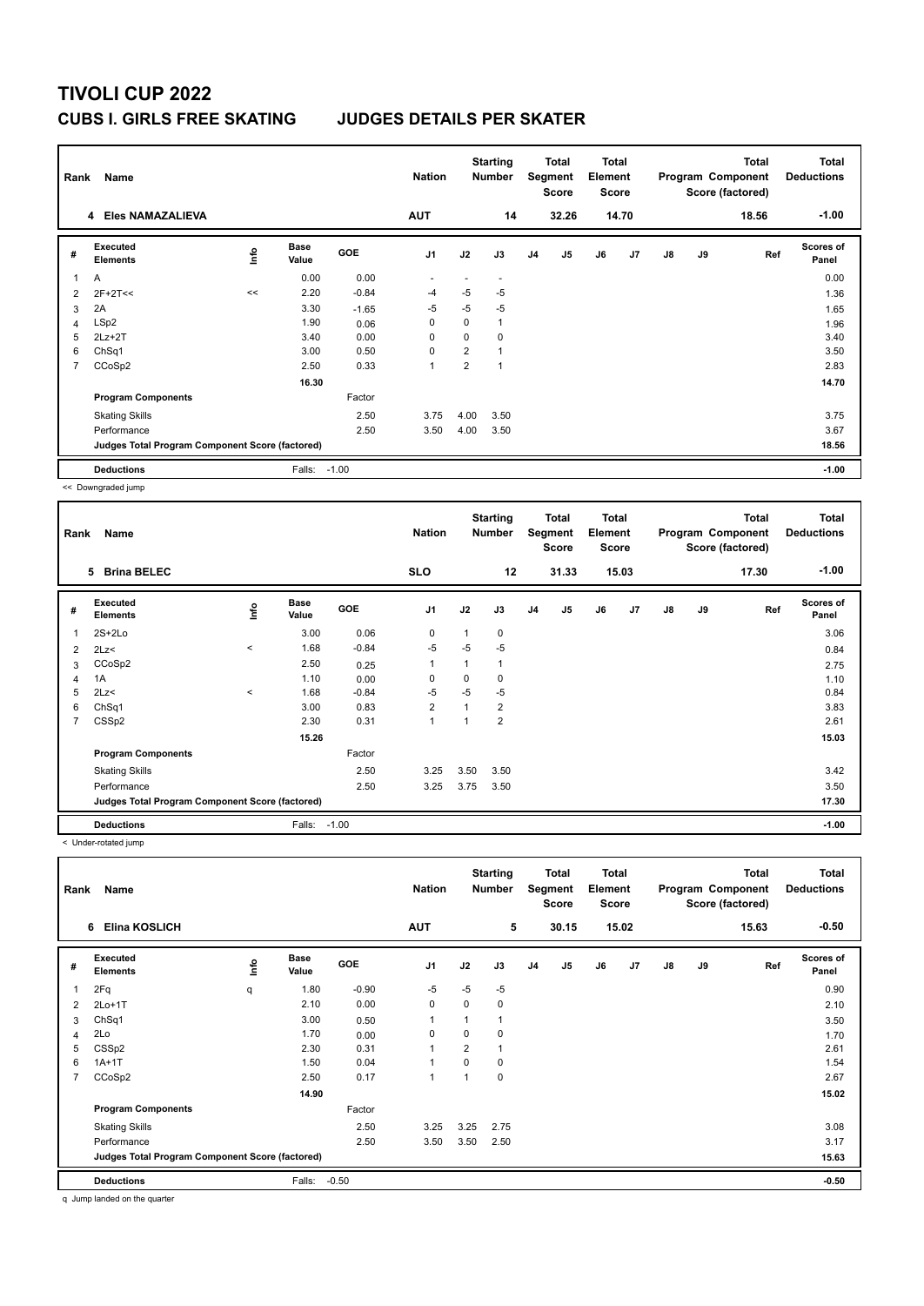# TIVOLI CUP 2022

## CUBS I. GIRLS FREE SKATING JUDGES DETAILS PER SKATER

| Rank | Name | Nation | Starting Number | Total Segment Score | Total Element Score | Total Program Component Score (factored) | Total Deductions |
|---|---|---|---|---|---|---|---|
| 4 | Eles NAMAZALIEVA | AUT | 14 | 32.26 | 14.70 | 18.56 | -1.00 |

| # | Executed Elements | Info | Base Value | GOE | J1 | J2 | J3 | J4 | J5 | J6 | J7 | J8 | J9 | Ref | Scores of Panel |
|---|---|---|---|---|---|---|---|---|---|---|---|---|---|---|---|
| 1 | A | | 0.00 | 0.00 | - | - | - | | | | | | | | 0.00 |
| 2 | 2F+2T<< | << | 2.20 | -0.84 | -4 | -5 | -5 | | | | | | | | 1.36 |
| 3 | 2A | | 3.30 | -1.65 | -5 | -5 | -5 | | | | | | | | 1.65 |
| 4 | LSp2 | | 1.90 | 0.06 | 0 | 0 | 1 | | | | | | | | 1.96 |
| 5 | 2Lz+2T | | 3.40 | 0.00 | 0 | 0 | 0 | | | | | | | | 3.40 |
| 6 | ChSq1 | | 3.00 | 0.50 | 0 | 2 | 1 | | | | | | | | 3.50 |
| 7 | CCoSp2 | | 2.50 | 0.33 | 1 | 2 | 1 | | | | | | | | 2.83 |
| | | | 16.30 | | | | | | | | | | | | 14.70 |
| | Program Components | | | Factor | | | | | | | | | | | |
| | Skating Skills | | | 2.50 | 3.75 | 4.00 | 3.50 | | | | | | | | 3.75 |
| | Performance | | | 2.50 | 3.50 | 4.00 | 3.50 | | | | | | | | 3.67 |
| | Judges Total Program Component Score (factored) | | | | | | | | | | | | | | 18.56 |
| | Deductions | | Falls: | -1.00 | | | | | | | | | | | -1.00 |

<< Downgraded jump

| Rank | Name | Nation | Starting Number | Total Segment Score | Total Element Score | Total Program Component Score (factored) | Total Deductions |
|---|---|---|---|---|---|---|---|
| 5 | Brina BELEC | SLO | 12 | 31.33 | 15.03 | 17.30 | -1.00 |

| # | Executed Elements | Info | Base Value | GOE | J1 | J2 | J3 | J4 | J5 | J6 | J7 | J8 | J9 | Ref | Scores of Panel |
|---|---|---|---|---|---|---|---|---|---|---|---|---|---|---|---|
| 1 | 2S+2Lo | | 3.00 | 0.06 | 0 | 1 | 0 | | | | | | | | 3.06 |
| 2 | 2Lz< | < | 1.68 | -0.84 | -5 | -5 | -5 | | | | | | | | 0.84 |
| 3 | CCoSp2 | | 2.50 | 0.25 | 1 | 1 | 1 | | | | | | | | 2.75 |
| 4 | 1A | | 1.10 | 0.00 | 0 | 0 | 0 | | | | | | | | 1.10 |
| 5 | 2Lz< | < | 1.68 | -0.84 | -5 | -5 | -5 | | | | | | | | 0.84 |
| 6 | ChSq1 | | 3.00 | 0.83 | 2 | 1 | 2 | | | | | | | | 3.83 |
| 7 | CSSp2 | | 2.30 | 0.31 | 1 | 1 | 2 | | | | | | | | 2.61 |
| | | | 15.26 | | | | | | | | | | | | 15.03 |
| | Program Components | | | Factor | | | | | | | | | | | |
| | Skating Skills | | | 2.50 | 3.25 | 3.50 | 3.50 | | | | | | | | 3.42 |
| | Performance | | | 2.50 | 3.25 | 3.75 | 3.50 | | | | | | | | 3.50 |
| | Judges Total Program Component Score (factored) | | | | | | | | | | | | | | 17.30 |
| | Deductions | | Falls: | -1.00 | | | | | | | | | | | -1.00 |

< Under-rotated jump

| Rank | Name | Nation | Starting Number | Total Segment Score | Total Element Score | Total Program Component Score (factored) | Total Deductions |
|---|---|---|---|---|---|---|---|
| 6 | Elina KOSLICH | AUT | 5 | 30.15 | 15.02 | 15.63 | -0.50 |

| # | Executed Elements | Info | Base Value | GOE | J1 | J2 | J3 | J4 | J5 | J6 | J7 | J8 | J9 | Ref | Scores of Panel |
|---|---|---|---|---|---|---|---|---|---|---|---|---|---|---|---|
| 1 | 2Fq | q | 1.80 | -0.90 | -5 | -5 | -5 | | | | | | | | 0.90 |
| 2 | 2Lo+1T | | 2.10 | 0.00 | 0 | 0 | 0 | | | | | | | | 2.10 |
| 3 | ChSq1 | | 3.00 | 0.50 | 1 | 1 | 1 | | | | | | | | 3.50 |
| 4 | 2Lo | | 1.70 | 0.00 | 0 | 0 | 0 | | | | | | | | 1.70 |
| 5 | CSSp2 | | 2.30 | 0.31 | 1 | 2 | 1 | | | | | | | | 2.61 |
| 6 | 1A+1T | | 1.50 | 0.04 | 1 | 0 | 0 | | | | | | | | 1.54 |
| 7 | CCoSp2 | | 2.50 | 0.17 | 1 | 1 | 0 | | | | | | | | 2.67 |
| | | | 14.90 | | | | | | | | | | | | 15.02 |
| | Program Components | | | Factor | | | | | | | | | | | |
| | Skating Skills | | | 2.50 | 3.25 | 3.25 | 2.75 | | | | | | | | 3.08 |
| | Performance | | | 2.50 | 3.50 | 3.50 | 2.50 | | | | | | | | 3.17 |
| | Judges Total Program Component Score (factored) | | | | | | | | | | | | | | 15.63 |
| | Deductions | | Falls: | -0.50 | | | | | | | | | | | -0.50 |

q Jump landed on the quarter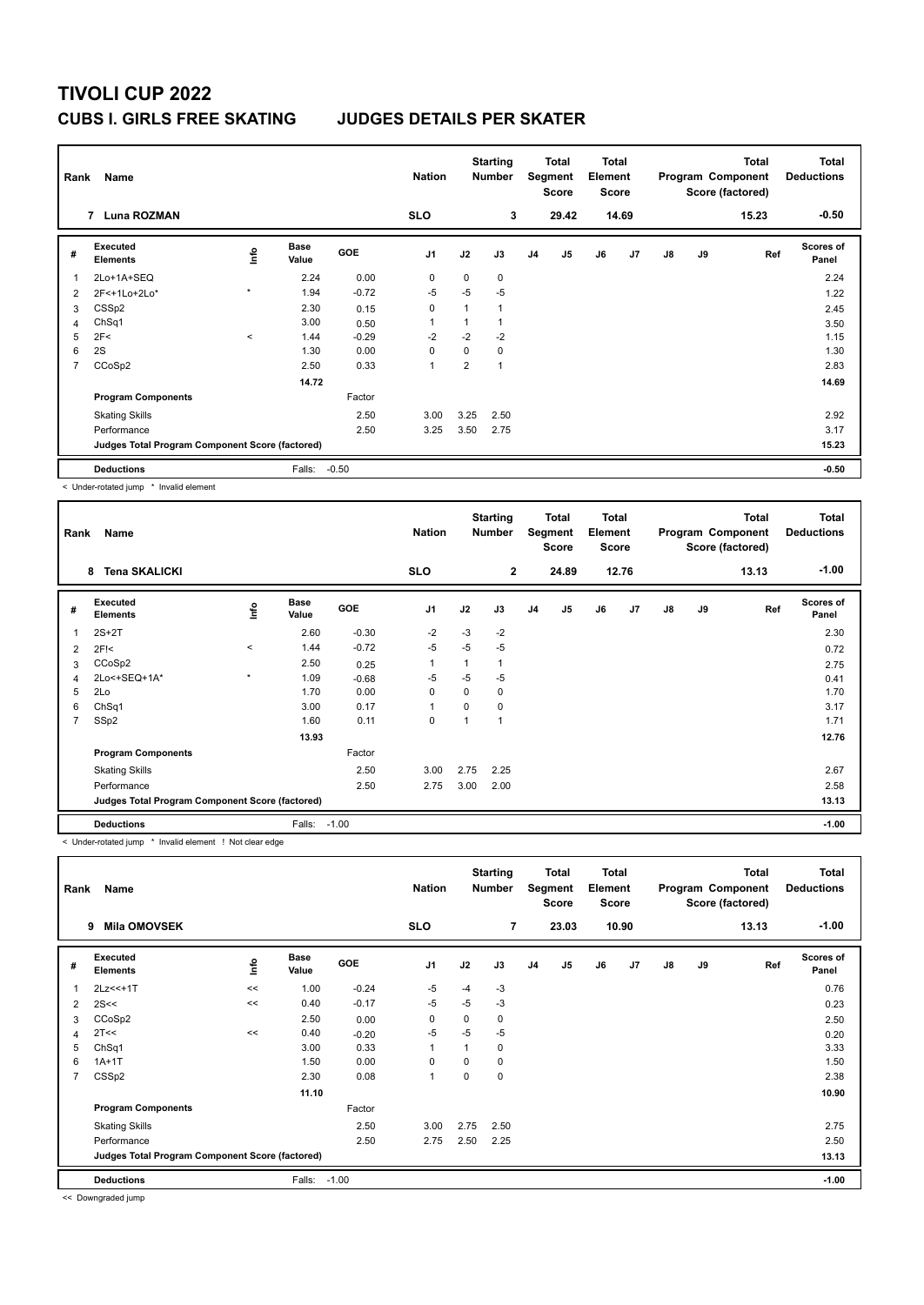# TIVOLI CUP 2022

## CUBS I. GIRLS FREE SKATING JUDGES DETAILS PER SKATER

| Rank | Name | Nation | Starting Number | Total Segment Score | Total Element Score | Total Program Component Score (factored) | Total Deductions |
|---|---|---|---|---|---|---|---|
| 7 | Luna ROZMAN | SLO | 3 | 29.42 | 14.69 | 15.23 | -0.50 |

| # | Executed Elements | Info | Base Value | GOE | J1 | J2 | J3 | J4 | J5 | J6 | J7 | J8 | J9 | Ref | Scores of Panel |
|---|---|---|---|---|---|---|---|---|---|---|---|---|---|---|---|
| 1 | 2Lo+1A+SEQ | | 2.24 | 0.00 | 0 | 0 | 0 | | | | | | | | 2.24 |
| 2 | 2F<+1Lo+2Lo* | * | 1.94 | -0.72 | -5 | -5 | -5 | | | | | | | | 1.22 |
| 3 | CSSp2 | | 2.30 | 0.15 | 0 | 1 | 1 | | | | | | | | 2.45 |
| 4 | ChSq1 | | 3.00 | 0.50 | 1 | 1 | 1 | | | | | | | | 3.50 |
| 5 | 2F< | < | 1.44 | -0.29 | -2 | -2 | -2 | | | | | | | | 1.15 |
| 6 | 2S | | 1.30 | 0.00 | 0 | 0 | 0 | | | | | | | | 1.30 |
| 7 | CCoSp2 | | 2.50 | 0.33 | 1 | 2 | 1 | | | | | | | | 2.83 |
| | | | 14.72 | | | | | | | | | | | | 14.69 |
| | Program Components | | | Factor | | | | | | | | | | | |
| | Skating Skills | | | 2.50 | 3.00 | 3.25 | 2.50 | | | | | | | | 2.92 |
| | Performance | | | 2.50 | 3.25 | 3.50 | 2.75 | | | | | | | | 3.17 |
| | Judges Total Program Component Score (factored) | | | | | | | | | | | | | | 15.23 |
| | Deductions | | Falls: | -0.50 | | | | | | | | | | | -0.50 |

< Under-rotated jump * Invalid element

| Rank | Name | Nation | Starting Number | Total Segment Score | Total Element Score | Total Program Component Score (factored) | Total Deductions |
|---|---|---|---|---|---|---|---|
| 8 | Tena SKALICKI | SLO | 2 | 24.89 | 12.76 | 13.13 | -1.00 |

| # | Executed Elements | Info | Base Value | GOE | J1 | J2 | J3 | J4 | J5 | J6 | J7 | J8 | J9 | Ref | Scores of Panel |
|---|---|---|---|---|---|---|---|---|---|---|---|---|---|---|---|
| 1 | 2S+2T | | 2.60 | -0.30 | -2 | -3 | -2 | | | | | | | | 2.30 |
| 2 | 2F!< | < | 1.44 | -0.72 | -5 | -5 | -5 | | | | | | | | 0.72 |
| 3 | CCoSp2 | | 2.50 | 0.25 | 1 | 1 | 1 | | | | | | | | 2.75 |
| 4 | 2Lo<+SEQ+1A* | * | 1.09 | -0.68 | -5 | -5 | -5 | | | | | | | | 0.41 |
| 5 | 2Lo | | 1.70 | 0.00 | 0 | 0 | 0 | | | | | | | | 1.70 |
| 6 | ChSq1 | | 3.00 | 0.17 | 1 | 0 | 0 | | | | | | | | 3.17 |
| 7 | SSp2 | | 1.60 | 0.11 | 0 | 1 | 1 | | | | | | | | 1.71 |
| | | | 13.93 | | | | | | | | | | | | 12.76 |
| | Program Components | | | Factor | | | | | | | | | | | |
| | Skating Skills | | | 2.50 | 3.00 | 2.75 | 2.25 | | | | | | | | 2.67 |
| | Performance | | | 2.50 | 2.75 | 3.00 | 2.00 | | | | | | | | 2.58 |
| | Judges Total Program Component Score (factored) | | | | | | | | | | | | | | 13.13 |
| | Deductions | | Falls: | -1.00 | | | | | | | | | | | -1.00 |

< Under-rotated jump * Invalid element ! Not clear edge

| Rank | Name | Nation | Starting Number | Total Segment Score | Total Element Score | Total Program Component Score (factored) | Total Deductions |
|---|---|---|---|---|---|---|---|
| 9 | Mila OMOVSEK | SLO | 7 | 23.03 | 10.90 | 13.13 | -1.00 |

| # | Executed Elements | Info | Base Value | GOE | J1 | J2 | J3 | J4 | J5 | J6 | J7 | J8 | J9 | Ref | Scores of Panel |
|---|---|---|---|---|---|---|---|---|---|---|---|---|---|---|---|
| 1 | 2Lz<<+1T | << | 1.00 | -0.24 | -5 | -4 | -3 | | | | | | | | 0.76 |
| 2 | 2S<< | << | 0.40 | -0.17 | -5 | -5 | -3 | | | | | | | | 0.23 |
| 3 | CCoSp2 | | 2.50 | 0.00 | 0 | 0 | 0 | | | | | | | | 2.50 |
| 4 | 2T<< | << | 0.40 | -0.20 | -5 | -5 | -5 | | | | | | | | 0.20 |
| 5 | ChSq1 | | 3.00 | 0.33 | 1 | 1 | 0 | | | | | | | | 3.33 |
| 6 | 1A+1T | | 1.50 | 0.00 | 0 | 0 | 0 | | | | | | | | 1.50 |
| 7 | CSSp2 | | 2.30 | 0.08 | 1 | 0 | 0 | | | | | | | | 2.38 |
| | | | 11.10 | | | | | | | | | | | | 10.90 |
| | Program Components | | | Factor | | | | | | | | | | | |
| | Skating Skills | | | 2.50 | 3.00 | 2.75 | 2.50 | | | | | | | | 2.75 |
| | Performance | | | 2.50 | 2.75 | 2.50 | 2.25 | | | | | | | | 2.50 |
| | Judges Total Program Component Score (factored) | | | | | | | | | | | | | | 13.13 |
| | Deductions | | Falls: | -1.00 | | | | | | | | | | | -1.00 |

<< Downgraded jump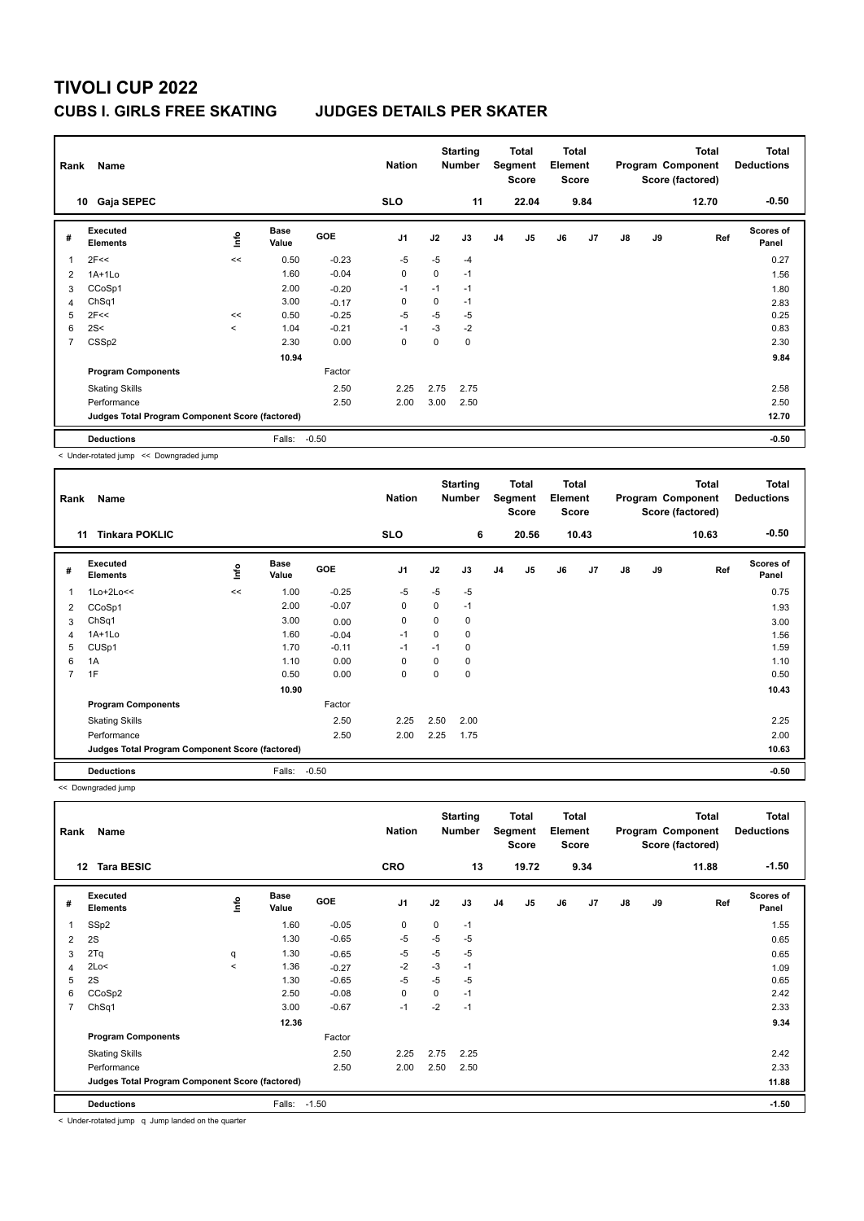# TIVOLI CUP 2022

## CUBS I. GIRLS FREE SKATING JUDGES DETAILS PER SKATER

| Rank | Name | Nation | Starting Number | Total Segment Score | Total Element Score | Total Program Component Score (factored) | Total Deductions |
|---|---|---|---|---|---|---|---|
| 10 | Gaja SEPEC | SLO | 11 | 22.04 | 9.84 | 12.70 | -0.50 |

| # | Executed Elements | Info | Base Value | GOE | J1 | J2 | J3 | J4 | J5 | J6 | J7 | J8 | J9 | Ref | Scores of Panel |
|---|---|---|---|---|---|---|---|---|---|---|---|---|---|---|---|
| 1 | 2F<< | << | 0.50 | -0.23 | -5 | -5 | -4 | | | | | | | | 0.27 |
| 2 | 1A+1Lo | | 1.60 | -0.04 | 0 | 0 | -1 | | | | | | | | 1.56 |
| 3 | CCoSp1 | | 2.00 | -0.20 | -1 | -1 | -1 | | | | | | | | 1.80 |
| 4 | ChSq1 | | 3.00 | -0.17 | 0 | 0 | -1 | | | | | | | | 2.83 |
| 5 | 2F<< | << | 0.50 | -0.25 | -5 | -5 | -5 | | | | | | | | 0.25 |
| 6 | 2S< | < | 1.04 | -0.21 | -1 | -3 | -2 | | | | | | | | 0.83 |
| 7 | CSSp2 | | 2.30 | 0.00 | 0 | 0 | 0 | | | | | | | | 2.30 |
| | | | 10.94 | | | | | | | | | | | | 9.84 |
| | Program Components | | | Factor | | | | | | | | | | | |
| | Skating Skills | | | 2.50 | 2.25 | 2.75 | 2.75 | | | | | | | | 2.58 |
| | Performance | | | 2.50 | 2.00 | 3.00 | 2.50 | | | | | | | | 2.50 |
| | Judges Total Program Component Score (factored) | | | | | | | | | | | | | | 12.70 |
| | Deductions | | Falls: | -0.50 | | | | | | | | | | | -0.50 |

< Under-rotated jump << Downgraded jump

| Rank | Name | Nation | Starting Number | Total Segment Score | Total Element Score | Total Program Component Score (factored) | Total Deductions |
|---|---|---|---|---|---|---|---|
| 11 | Tinkara POKLIC | SLO | 6 | 20.56 | 10.43 | 10.63 | -0.50 |

| # | Executed Elements | Info | Base Value | GOE | J1 | J2 | J3 | J4 | J5 | J6 | J7 | J8 | J9 | Ref | Scores of Panel |
|---|---|---|---|---|---|---|---|---|---|---|---|---|---|---|---|
| 1 | 1Lo+2Lo<< | << | 1.00 | -0.25 | -5 | -5 | -5 | | | | | | | | 0.75 |
| 2 | CCoSp1 | | 2.00 | -0.07 | 0 | 0 | -1 | | | | | | | | 1.93 |
| 3 | ChSq1 | | 3.00 | 0.00 | 0 | 0 | 0 | | | | | | | | 3.00 |
| 4 | 1A+1Lo | | 1.60 | -0.04 | -1 | 0 | 0 | | | | | | | | 1.56 |
| 5 | CUSp1 | | 1.70 | -0.11 | -1 | -1 | 0 | | | | | | | | 1.59 |
| 6 | 1A | | 1.10 | 0.00 | 0 | 0 | 0 | | | | | | | | 1.10 |
| 7 | 1F | | 0.50 | 0.00 | 0 | 0 | 0 | | | | | | | | 0.50 |
| | | | 10.90 | | | | | | | | | | | | 10.43 |
| | Program Components | | | Factor | | | | | | | | | | | |
| | Skating Skills | | | 2.50 | 2.25 | 2.50 | 2.00 | | | | | | | | 2.25 |
| | Performance | | | 2.50 | 2.00 | 2.25 | 1.75 | | | | | | | | 2.00 |
| | Judges Total Program Component Score (factored) | | | | | | | | | | | | | | 10.63 |
| | Deductions | | Falls: | -0.50 | | | | | | | | | | | -0.50 |

<< Downgraded jump

| Rank | Name | Nation | Starting Number | Total Segment Score | Total Element Score | Total Program Component Score (factored) | Total Deductions |
|---|---|---|---|---|---|---|---|
| 12 | Tara BESIC | CRO | 13 | 19.72 | 9.34 | 11.88 | -1.50 |

| # | Executed Elements | Info | Base Value | GOE | J1 | J2 | J3 | J4 | J5 | J6 | J7 | J8 | J9 | Ref | Scores of Panel |
|---|---|---|---|---|---|---|---|---|---|---|---|---|---|---|---|
| 1 | SSp2 | | 1.60 | -0.05 | 0 | 0 | -1 | | | | | | | | 1.55 |
| 2 | 2S | | 1.30 | -0.65 | -5 | -5 | -5 | | | | | | | | 0.65 |
| 3 | 2Tq | q | 1.30 | -0.65 | -5 | -5 | -5 | | | | | | | | 0.65 |
| 4 | 2Lo< | < | 1.36 | -0.27 | -2 | -3 | -1 | | | | | | | | 1.09 |
| 5 | 2S | | 1.30 | -0.65 | -5 | -5 | -5 | | | | | | | | 0.65 |
| 6 | CCoSp2 | | 2.50 | -0.08 | 0 | 0 | -1 | | | | | | | | 2.42 |
| 7 | ChSq1 | | 3.00 | -0.67 | -1 | -2 | -1 | | | | | | | | 2.33 |
| | | | 12.36 | | | | | | | | | | | | 9.34 |
| | Program Components | | | Factor | | | | | | | | | | | |
| | Skating Skills | | | 2.50 | 2.25 | 2.75 | 2.25 | | | | | | | | 2.42 |
| | Performance | | | 2.50 | 2.00 | 2.50 | 2.50 | | | | | | | | 2.33 |
| | Judges Total Program Component Score (factored) | | | | | | | | | | | | | | 11.88 |
| | Deductions | | Falls: | -1.50 | | | | | | | | | | | -1.50 |

< Under-rotated jump q Jump landed on the quarter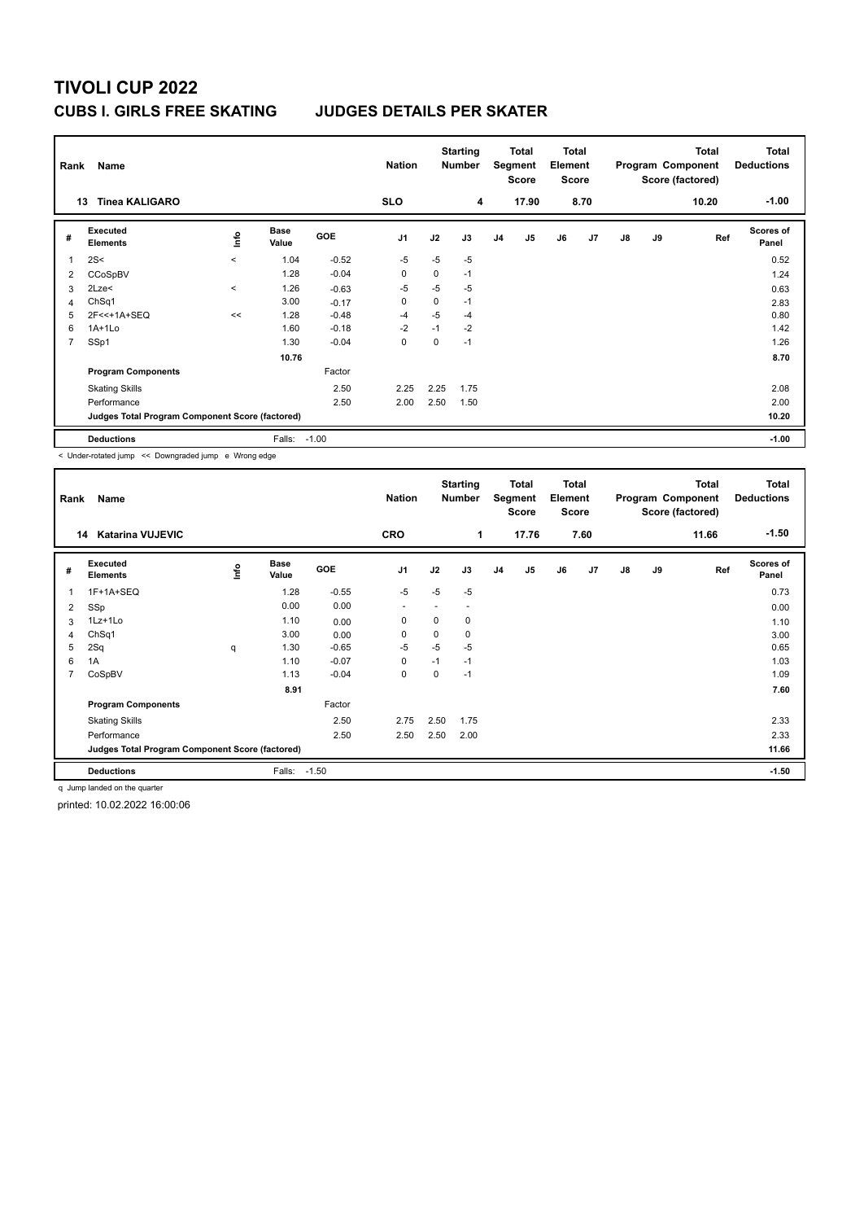# TIVOLI CUP 2022

## CUBS I. GIRLS FREE SKATING JUDGES DETAILS PER SKATER

| Rank | Name | Nation | Starting Number | Total Segment Score | Total Element Score | Total Program Component Score (factored) | Total Deductions |
|---|---|---|---|---|---|---|---|
| 13 | Tinea KALIGARO | SLO | 4 | 17.90 | 8.70 | 10.20 | -1.00 |

| # | Executed Elements | Info | Base Value | GOE | J1 | J2 | J3 | J4 | J5 | J6 | J7 | J8 | J9 | Ref | Scores of Panel |
|---|---|---|---|---|---|---|---|---|---|---|---|---|---|---|---|
| 1 | 2S< | < | 1.04 | -0.52 | -5 | -5 | -5 | | | | | | | | 0.52 |
| 2 | CCoSpBV | | 1.28 | -0.04 | 0 | 0 | -1 | | | | | | | | 1.24 |
| 3 | 2Lze< | < | 1.26 | -0.63 | -5 | -5 | -5 | | | | | | | | 0.63 |
| 4 | ChSq1 | | 3.00 | -0.17 | 0 | 0 | -1 | | | | | | | | 2.83 |
| 5 | 2F<<+1A+SEQ | << | 1.28 | -0.48 | -4 | -5 | -4 | | | | | | | | 0.80 |
| 6 | 1A+1Lo | | 1.60 | -0.18 | -2 | -1 | -2 | | | | | | | | 1.42 |
| 7 | SSp1 | | 1.30 | -0.04 | 0 | 0 | -1 | | | | | | | | 1.26 |
| | | | 10.76 | | | | | | | | | | | | 8.70 |
| | Program Components | | | Factor | | | | | | | | | | | |
| | Skating Skills | | | 2.50 | 2.25 | 2.25 | 1.75 | | | | | | | | 2.08 |
| | Performance | | | 2.50 | 2.00 | 2.50 | 1.50 | | | | | | | | 2.00 |
| | Judges Total Program Component Score (factored) | | | | | | | | | | | | | | 10.20 |
| | Deductions | | Falls: | -1.00 | | | | | | | | | | | -1.00 |

< Under-rotated jump << Downgraded jump e Wrong edge

| Rank | Name | Nation | Starting Number | Total Segment Score | Total Element Score | Total Program Component Score (factored) | Total Deductions |
|---|---|---|---|---|---|---|---|
| 14 | Katarina VUJEVIC | CRO | 1 | 17.76 | 7.60 | 11.66 | -1.50 |

| # | Executed Elements | Info | Base Value | GOE | J1 | J2 | J3 | J4 | J5 | J6 | J7 | J8 | J9 | Ref | Scores of Panel |
|---|---|---|---|---|---|---|---|---|---|---|---|---|---|---|---|
| 1 | 1F+1A+SEQ | | 1.28 | -0.55 | -5 | -5 | -5 | | | | | | | | 0.73 |
| 2 | SSp | | 0.00 | 0.00 | - | - | - | | | | | | | | 0.00 |
| 3 | 1Lz+1Lo | | 1.10 | 0.00 | 0 | 0 | 0 | | | | | | | | 1.10 |
| 4 | ChSq1 | | 3.00 | 0.00 | 0 | 0 | 0 | | | | | | | | 3.00 |
| 5 | 2Sq | q | 1.30 | -0.65 | -5 | -5 | -5 | | | | | | | | 0.65 |
| 6 | 1A | | 1.10 | -0.07 | 0 | -1 | -1 | | | | | | | | 1.03 |
| 7 | CoSpBV | | 1.13 | -0.04 | 0 | 0 | -1 | | | | | | | | 1.09 |
| | | | 8.91 | | | | | | | | | | | | 7.60 |
| | Program Components | | | Factor | | | | | | | | | | | |
| | Skating Skills | | | 2.50 | 2.75 | 2.50 | 1.75 | | | | | | | | 2.33 |
| | Performance | | | 2.50 | 2.50 | 2.50 | 2.00 | | | | | | | | 2.33 |
| | Judges Total Program Component Score (factored) | | | | | | | | | | | | | | 11.66 |
| | Deductions | | Falls: | -1.50 | | | | | | | | | | | -1.50 |

q Jump landed on the quarter

printed: 10.02.2022 16:00:06